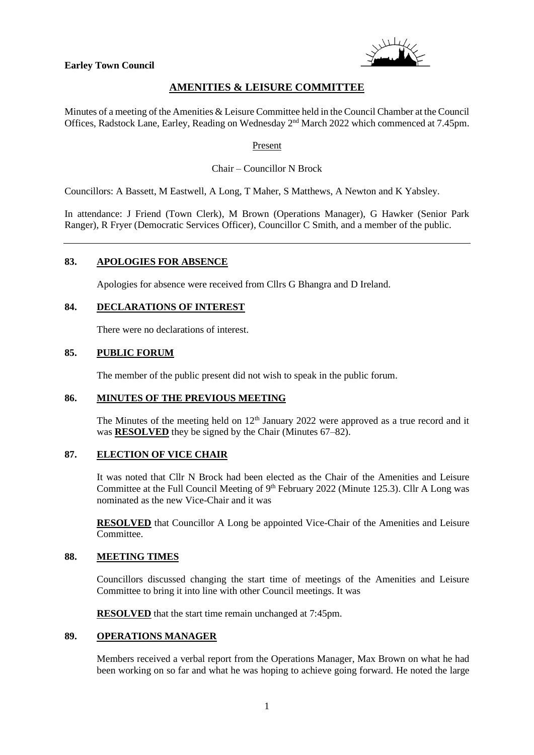**Earley Town Council**

# AMENITIES & LEISURE COMMITTEE

Minutes of a meeting of the Amenities & Leisure Committee held in the Council Chamber at the Council Offices, Radstock Lane, Earley, Reading on Wednesday 2nd March 2022 which commenced at 7.45pm.

Present

Chair – Councillor N Brock

Councillors: A Bassett, M Eastwell, A Long, T Maher, S Matthews, A Newton and K Yabsley.

In attendance: J Friend (Town Clerk), M Brown (Operations Manager), G Hawker (Senior Park Ranger), R Fryer (Democratic Services Officer), Councillor C Smith, and a member of the public.

---

## 83. APOLOGIES FOR ABSENCE

Apologies for absence were received from Cllrs G Bhangra and D Ireland.

## 84. DECLARATIONS OF INTEREST

There were no declarations of interest.

## 85. PUBLIC FORUM

The member of the public present did not wish to speak in the public forum.

## 86. MINUTES OF THE PREVIOUS MEETING

The Minutes of the meeting held on 12th January 2022 were approved as a true record and it was **RESOLVED** they be signed by the Chair (Minutes 67–82).

## 87. ELECTION OF VICE CHAIR

It was noted that Cllr N Brock had been elected as the Chair of the Amenities and Leisure Committee at the Full Council Meeting of 9th February 2022 (Minute 125.3). Cllr A Long was nominated as the new Vice-Chair and it was

**RESOLVED** that Councillor A Long be appointed Vice-Chair of the Amenities and Leisure Committee.

## 88. MEETING TIMES

Councillors discussed changing the start time of meetings of the Amenities and Leisure Committee to bring it into line with other Council meetings. It was

**RESOLVED** that the start time remain unchanged at 7:45pm.

## 89. OPERATIONS MANAGER

Members received a verbal report from the Operations Manager, Max Brown on what he had been working on so far and what he was hoping to achieve going forward. He noted the large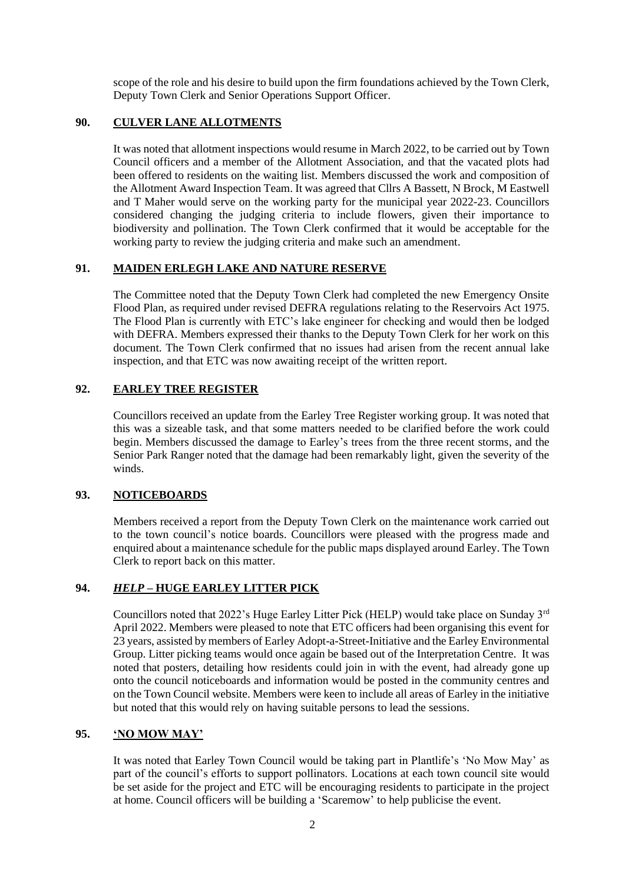scope of the role and his desire to build upon the firm foundations achieved by the Town Clerk, Deputy Town Clerk and Senior Operations Support Officer.

## 90. CULVER LANE ALLOTMENTS

It was noted that allotment inspections would resume in March 2022, to be carried out by Town Council officers and a member of the Allotment Association, and that the vacated plots had been offered to residents on the waiting list. Members discussed the work and composition of the Allotment Award Inspection Team. It was agreed that Cllrs A Bassett, N Brock, M Eastwell and T Maher would serve on the working party for the municipal year 2022-23. Councillors considered changing the judging criteria to include flowers, given their importance to biodiversity and pollination. The Town Clerk confirmed that it would be acceptable for the working party to review the judging criteria and make such an amendment.

## 91. MAIDEN ERLEGH LAKE AND NATURE RESERVE

The Committee noted that the Deputy Town Clerk had completed the new Emergency Onsite Flood Plan, as required under revised DEFRA regulations relating to the Reservoirs Act 1975. The Flood Plan is currently with ETC's lake engineer for checking and would then be lodged with DEFRA. Members expressed their thanks to the Deputy Town Clerk for her work on this document. The Town Clerk confirmed that no issues had arisen from the recent annual lake inspection, and that ETC was now awaiting receipt of the written report.

## 92. EARLEY TREE REGISTER

Councillors received an update from the Earley Tree Register working group. It was noted that this was a sizeable task, and that some matters needed to be clarified before the work could begin. Members discussed the damage to Earley's trees from the three recent storms, and the Senior Park Ranger noted that the damage had been remarkably light, given the severity of the winds.

## 93. NOTICEBOARDS

Members received a report from the Deputy Town Clerk on the maintenance work carried out to the town council's notice boards. Councillors were pleased with the progress made and enquired about a maintenance schedule for the public maps displayed around Earley. The Town Clerk to report back on this matter.

## 94. *HELP* – HUGE EARLEY LITTER PICK

Councillors noted that 2022's Huge Earley Litter Pick (HELP) would take place on Sunday 3rd April 2022. Members were pleased to note that ETC officers had been organising this event for 23 years, assisted by members of Earley Adopt-a-Street-Initiative and the Earley Environmental Group. Litter picking teams would once again be based out of the Interpretation Centre. It was noted that posters, detailing how residents could join in with the event, had already gone up onto the council noticeboards and information would be posted in the community centres and on the Town Council website. Members were keen to include all areas of Earley in the initiative but noted that this would rely on having suitable persons to lead the sessions.

## 95. 'NO MOW MAY'

It was noted that Earley Town Council would be taking part in Plantlife's 'No Mow May' as part of the council's efforts to support pollinators. Locations at each town council site would be set aside for the project and ETC will be encouraging residents to participate in the project at home. Council officers will be building a 'Scaremow' to help publicise the event.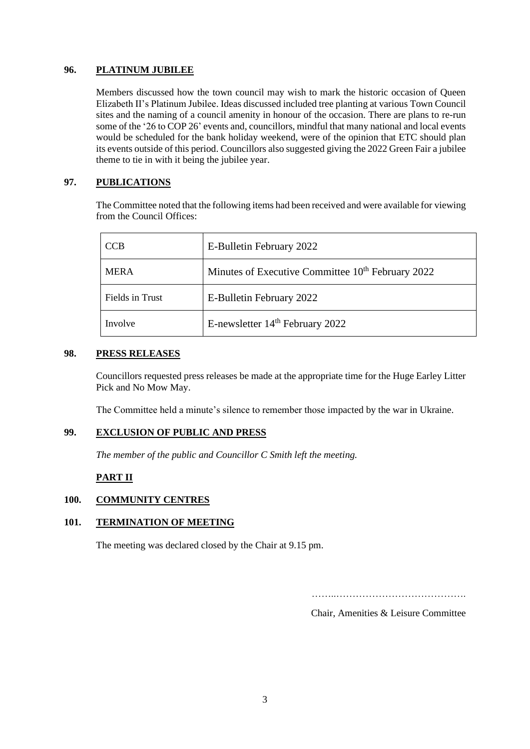**96. PLATINUM JUBILEE**

Members discussed how the town council may wish to mark the historic occasion of Queen Elizabeth II's Platinum Jubilee. Ideas discussed included tree planting at various Town Council sites and the naming of a council amenity in honour of the occasion. There are plans to re-run some of the '26 to COP 26' events and, councillors, mindful that many national and local events would be scheduled for the bank holiday weekend, were of the opinion that ETC should plan its events outside of this period. Councillors also suggested giving the 2022 Green Fair a jubilee theme to tie in with it being the jubilee year.

**97. PUBLICATIONS**

The Committee noted that the following items had been received and were available for viewing from the Council Offices:

| | |
|---|---|
| CCB | E-Bulletin February 2022 |
| MERA | Minutes of Executive Committee 10th February 2022 |
| Fields in Trust | E-Bulletin February 2022 |
| Involve | E-newsletter 14th February 2022 |

**98. PRESS RELEASES**

Councillors requested press releases be made at the appropriate time for the Huge Earley Litter Pick and No Mow May.

The Committee held a minute's silence to remember those impacted by the war in Ukraine.

**99. EXCLUSION OF PUBLIC AND PRESS**

*The member of the public and Councillor C Smith left the meeting.*

**PART II**

**100. COMMUNITY CENTRES**

**101. TERMINATION OF MEETING**

The meeting was declared closed by the Chair at 9.15 pm.

……..………………………………….

Chair, Amenities & Leisure Committee